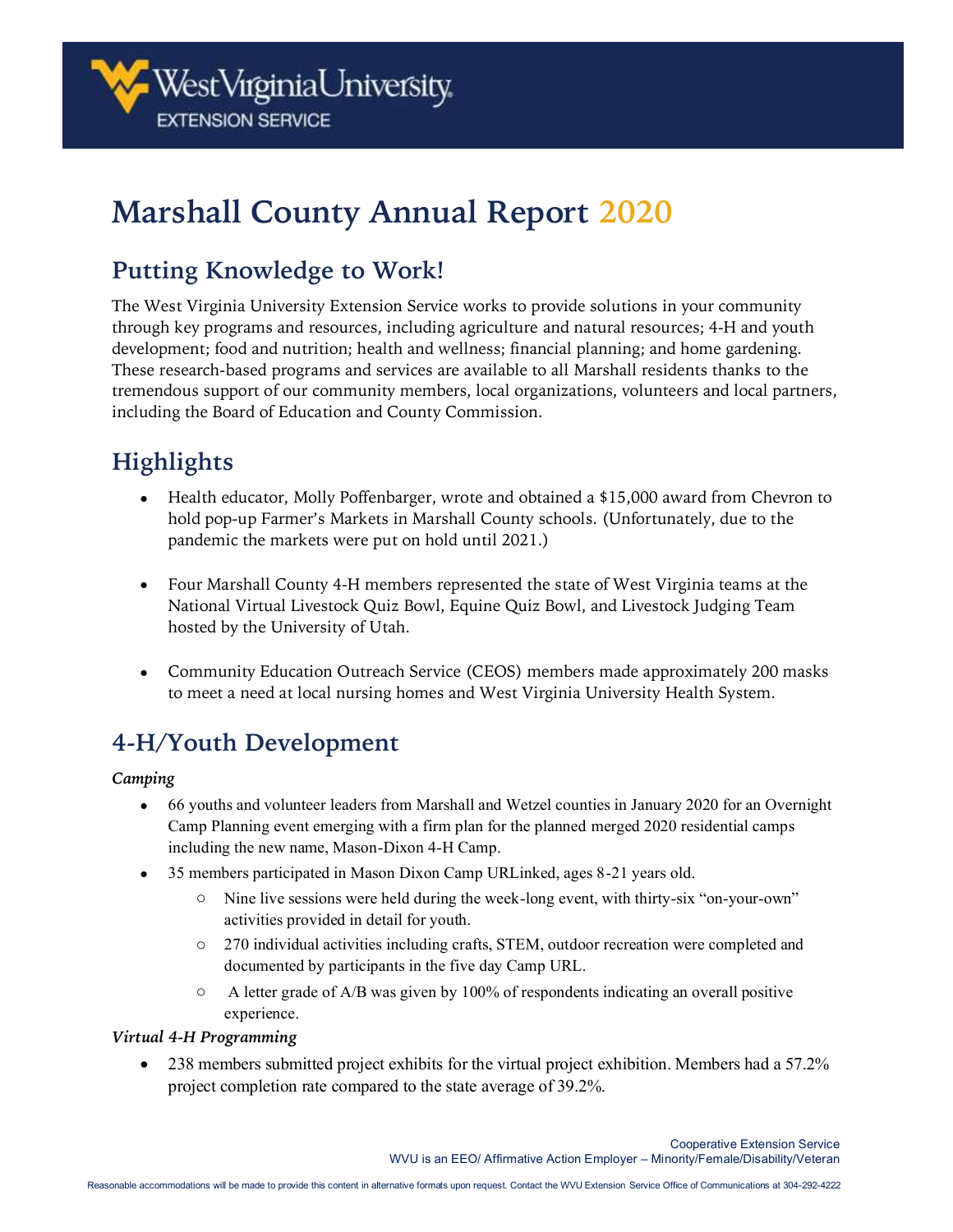West Virginia University EXTENSION SERVICE

# Marshall County Annual Report 2020

## Putting Knowledge to Work!

The West Virginia University Extension Service works to provide solutions in your community through key programs and resources, including agriculture and natural resources; 4-H and youth development; food and nutrition; health and wellness; financial planning; and home gardening. These research-based programs and services are available to all Marshall residents thanks to the tremendous support of our community members, local organizations, volunteers and local partners, including the Board of Education and County Commission.

## Highlights

- Health educator, Molly Poffenbarger, wrote and obtained a $15,000 award from Chevron to hold pop-up Farmer's Markets in Marshall County schools. (Unfortunately, due to the pandemic the markets were put on hold until 2021.)

- Four Marshall County 4-H members represented the state of West Virginia teams at the National Virtual Livestock Quiz Bowl, Equine Quiz Bowl, and Livestock Judging Team hosted by the University of Utah.

- Community Education Outreach Service (CEOS) members made approximately 200 masks to meet a need at local nursing homes and West Virginia University Health System.

## 4-H/Youth Development

***Camping***

- 66 youths and volunteer leaders from Marshall and Wetzel counties in January 2020 for an Overnight Camp Planning event emerging with a firm plan for the planned merged 2020 residential camps including the new name, Mason-Dixon 4-H Camp.
- 35 members participated in Mason Dixon Camp URLinked, ages 8-21 years old.
  - Nine live sessions were held during the week-long event, with thirty-six "on-your-own" activities provided in detail for youth.
  - 270 individual activities including crafts, STEM, outdoor recreation were completed and documented by participants in the five day Camp URL.
  - A letter grade of A/B was given by 100% of respondents indicating an overall positive experience.

***Virtual 4-H Programming***

- 238 members submitted project exhibits for the virtual project exhibition. Members had a 57.2% project completion rate compared to the state average of 39.2%.

Cooperative Extension Service
WVU is an EEO/ Affirmative Action Employer – Minority/Female/Disability/Veteran

Reasonable accommodations will be made to provide this content in alternative formats upon request. Contact the WVU Extension Service Office of Communications at 304-292-4222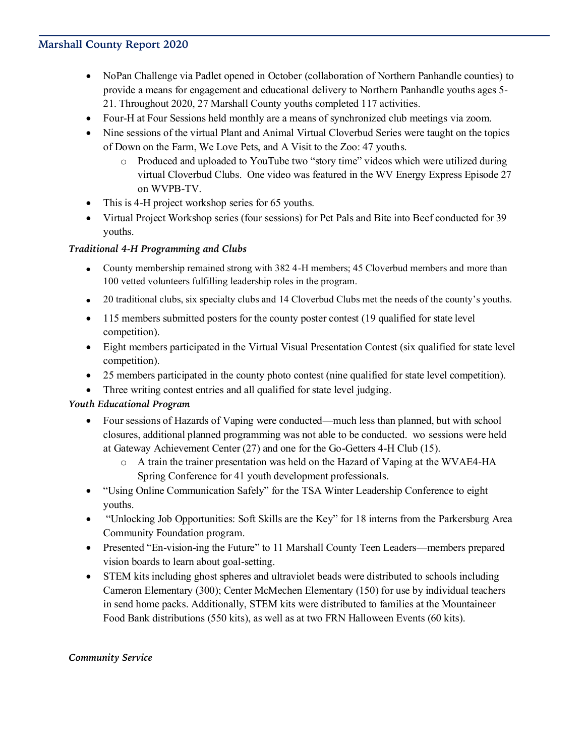- NoPan Challenge via Padlet opened in October (collaboration of Northern Panhandle counties) to provide a means for engagement and educational delivery to Northern Panhandle youths ages 5-21. Throughout 2020, 27 Marshall County youths completed 117 activities.
- Four-H at Four Sessions held monthly are a means of synchronized club meetings via zoom.
- Nine sessions of the virtual Plant and Animal Virtual Cloverbud Series were taught on the topics of Down on the Farm, We Love Pets, and A Visit to the Zoo: 47 youths.
  - Produced and uploaded to YouTube two "story time" videos which were utilized during virtual Cloverbud Clubs. One video was featured in the WV Energy Express Episode 27 on WVPB-TV.
- This is 4-H project workshop series for 65 youths.
- Virtual Project Workshop series (four sessions) for Pet Pals and Bite into Beef conducted for 39 youths.

***Traditional 4-H Programming and Clubs***

- County membership remained strong with 382 4-H members; 45 Cloverbud members and more than 100 vetted volunteers fulfilling leadership roles in the program.
- 20 traditional clubs, six specialty clubs and 14 Cloverbud Clubs met the needs of the county's youths.
- 115 members submitted posters for the county poster contest (19 qualified for state level competition).
- Eight members participated in the Virtual Visual Presentation Contest (six qualified for state level competition).
- 25 members participated in the county photo contest (nine qualified for state level competition).
- Three writing contest entries and all qualified for state level judging.

***Youth Educational Program***

- Four sessions of Hazards of Vaping were conducted—much less than planned, but with school closures, additional planned programming was not able to be conducted. wo sessions were held at Gateway Achievement Center (27) and one for the Go-Getters 4-H Club (15).
  - A train the trainer presentation was held on the Hazard of Vaping at the WVAE4-HA Spring Conference for 41 youth development professionals.
- "Using Online Communication Safely" for the TSA Winter Leadership Conference to eight youths.
- "Unlocking Job Opportunities: Soft Skills are the Key" for 18 interns from the Parkersburg Area Community Foundation program.
- Presented "En-vision-ing the Future" to 11 Marshall County Teen Leaders—members prepared vision boards to learn about goal-setting.
- STEM kits including ghost spheres and ultraviolet beads were distributed to schools including Cameron Elementary (300); Center McMechen Elementary (150) for use by individual teachers in send home packs. Additionally, STEM kits were distributed to families at the Mountaineer Food Bank distributions (550 kits), as well as at two FRN Halloween Events (60 kits).

***Community Service***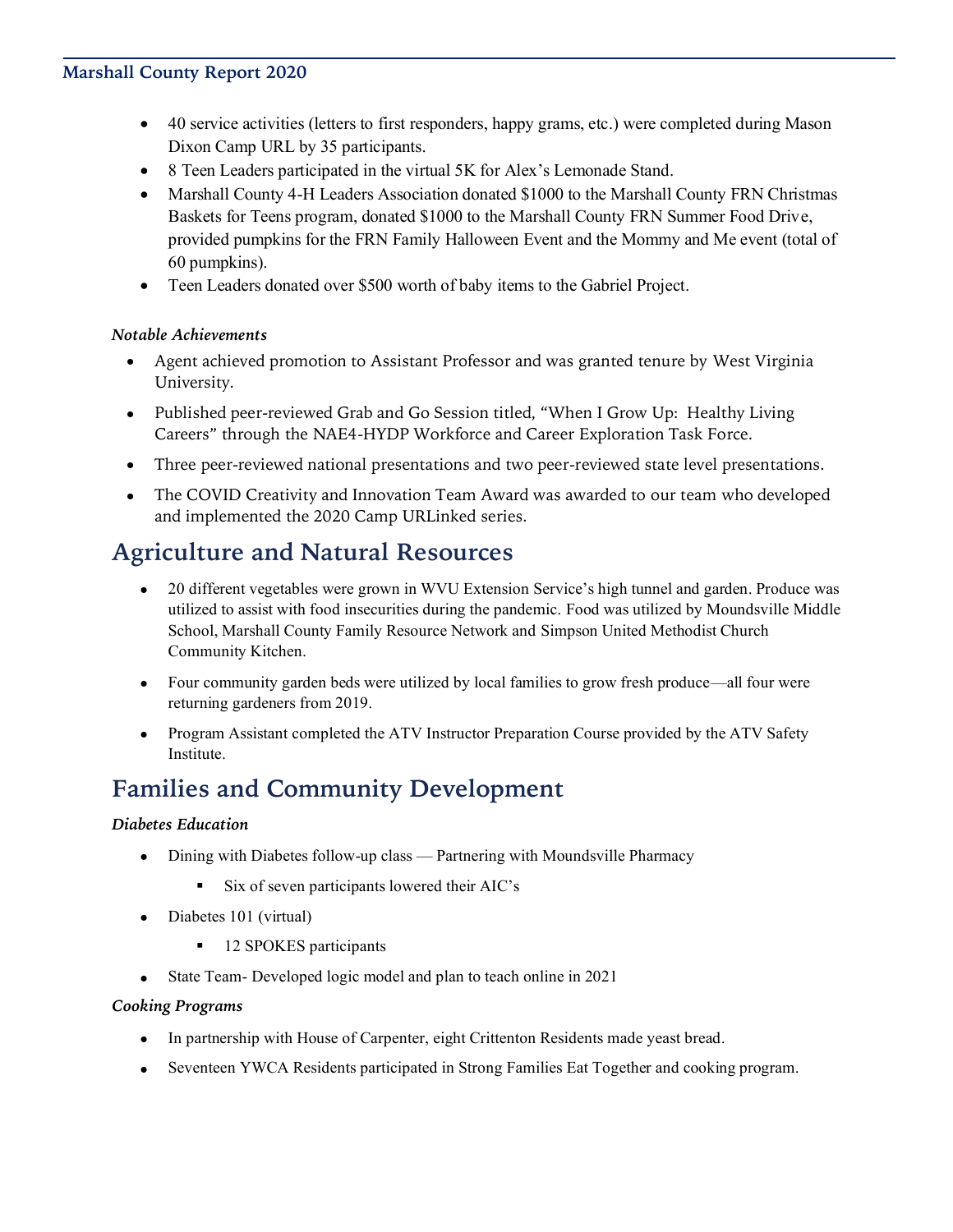- 40 service activities (letters to first responders, happy grams, etc.) were completed during Mason Dixon Camp URL by 35 participants.
- 8 Teen Leaders participated in the virtual 5K for Alex's Lemonade Stand.
- Marshall County 4-H Leaders Association donated $1000 to the Marshall County FRN Christmas Baskets for Teens program, donated $1000 to the Marshall County FRN Summer Food Drive, provided pumpkins for the FRN Family Halloween Event and the Mommy and Me event (total of 60 pumpkins).
- Teen Leaders donated over $500 worth of baby items to the Gabriel Project.

*Notable Achievements*

- Agent achieved promotion to Assistant Professor and was granted tenure by West Virginia University.
- Published peer-reviewed Grab and Go Session titled, "When I Grow Up: Healthy Living Careers" through the NAE4-HYDP Workforce and Career Exploration Task Force.
- Three peer-reviewed national presentations and two peer-reviewed state level presentations.
- The COVID Creativity and Innovation Team Award was awarded to our team who developed and implemented the 2020 Camp URLinked series.

## Agriculture and Natural Resources

- 20 different vegetables were grown in WVU Extension Service's high tunnel and garden. Produce was utilized to assist with food insecurities during the pandemic. Food was utilized by Moundsville Middle School, Marshall County Family Resource Network and Simpson United Methodist Church Community Kitchen.
- Four community garden beds were utilized by local families to grow fresh produce—all four were returning gardeners from 2019.
- Program Assistant completed the ATV Instructor Preparation Course provided by the ATV Safety Institute.

## Families and Community Development

*Diabetes Education*

- Dining with Diabetes follow-up class — Partnering with Moundsville Pharmacy
  - Six of seven participants lowered their AIC's
- Diabetes 101 (virtual)
  - 12 SPOKES participants
- State Team- Developed logic model and plan to teach online in 2021

*Cooking Programs*

- In partnership with House of Carpenter, eight Crittenton Residents made yeast bread.
- Seventeen YWCA Residents participated in Strong Families Eat Together and cooking program.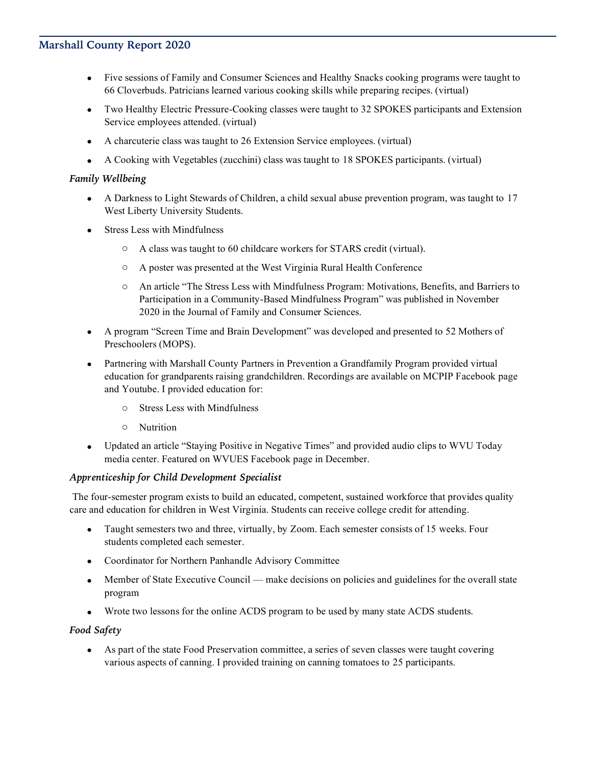- Five sessions of Family and Consumer Sciences and Healthy Snacks cooking programs were taught to 66 Cloverbuds. Patricians learned various cooking skills while preparing recipes. (virtual)
- Two Healthy Electric Pressure-Cooking classes were taught to 32 SPOKES participants and Extension Service employees attended. (virtual)
- A charcuterie class was taught to 26 Extension Service employees. (virtual)
- A Cooking with Vegetables (zucchini) class was taught to 18 SPOKES participants. (virtual)

### *Family Wellbeing*

- A Darkness to Light Stewards of Children, a child sexual abuse prevention program, was taught to 17 West Liberty University Students.
- Stress Less with Mindfulness
    - A class was taught to 60 childcare workers for STARS credit (virtual).
    - A poster was presented at the West Virginia Rural Health Conference
    - An article "The Stress Less with Mindfulness Program: Motivations, Benefits, and Barriers to Participation in a Community-Based Mindfulness Program" was published in November 2020 in the Journal of Family and Consumer Sciences.
- A program "Screen Time and Brain Development" was developed and presented to 52 Mothers of Preschoolers (MOPS).
- Partnering with Marshall County Partners in Prevention a Grandfamily Program provided virtual education for grandparents raising grandchildren. Recordings are available on MCPIP Facebook page and Youtube. I provided education for:
    - Stress Less with Mindfulness
    - Nutrition
- Updated an article "Staying Positive in Negative Times" and provided audio clips to WVU Today media center. Featured on WVUES Facebook page in December.

### *Apprenticeship for Child Development Specialist*

The four-semester program exists to build an educated, competent, sustained workforce that provides quality care and education for children in West Virginia. Students can receive college credit for attending.

- Taught semesters two and three, virtually, by Zoom. Each semester consists of 15 weeks. Four students completed each semester.
- Coordinator for Northern Panhandle Advisory Committee
- Member of State Executive Council — make decisions on policies and guidelines for the overall state program
- Wrote two lessons for the online ACDS program to be used by many state ACDS students.

### *Food Safety*

- As part of the state Food Preservation committee, a series of seven classes were taught covering various aspects of canning. I provided training on canning tomatoes to 25 participants.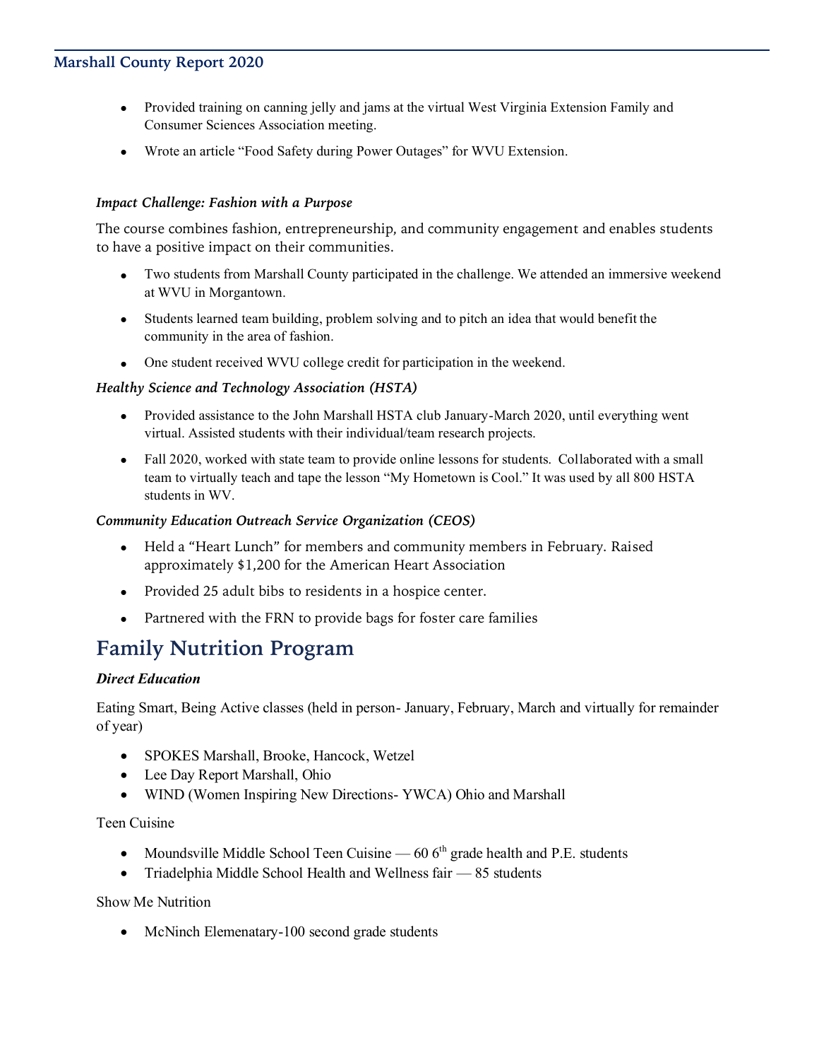- Provided training on canning jelly and jams at the virtual West Virginia Extension Family and Consumer Sciences Association meeting.
- Wrote an article "Food Safety during Power Outages" for WVU Extension.

***Impact Challenge: Fashion with a Purpose***

The course combines fashion, entrepreneurship, and community engagement and enables students to have a positive impact on their communities.

- Two students from Marshall County participated in the challenge. We attended an immersive weekend at WVU in Morgantown.
- Students learned team building, problem solving and to pitch an idea that would benefit the community in the area of fashion.
- One student received WVU college credit for participation in the weekend.

***Healthy Science and Technology Association (HSTA)***

- Provided assistance to the John Marshall HSTA club January-March 2020, until everything went virtual. Assisted students with their individual/team research projects.
- Fall 2020, worked with state team to provide online lessons for students. Collaborated with a small team to virtually teach and tape the lesson "My Hometown is Cool." It was used by all 800 HSTA students in WV.

***Community Education Outreach Service Organization (CEOS)***

- Held a "Heart Lunch" for members and community members in February. Raised approximately $1,200 for the American Heart Association
- Provided 25 adult bibs to residents in a hospice center.
- Partnered with the FRN to provide bags for foster care families

# Family Nutrition Program

***Direct Education***

Eating Smart, Being Active classes (held in person- January, February, March and virtually for remainder of year)

- SPOKES Marshall, Brooke, Hancock, Wetzel
- Lee Day Report Marshall, Ohio
- WIND (Women Inspiring New Directions- YWCA) Ohio and Marshall

Teen Cuisine

- Moundsville Middle School Teen Cuisine — 60 6th grade health and P.E. students
- Triadelphia Middle School Health and Wellness fair — 85 students

Show Me Nutrition

- McNinch Elemenatary-100 second grade students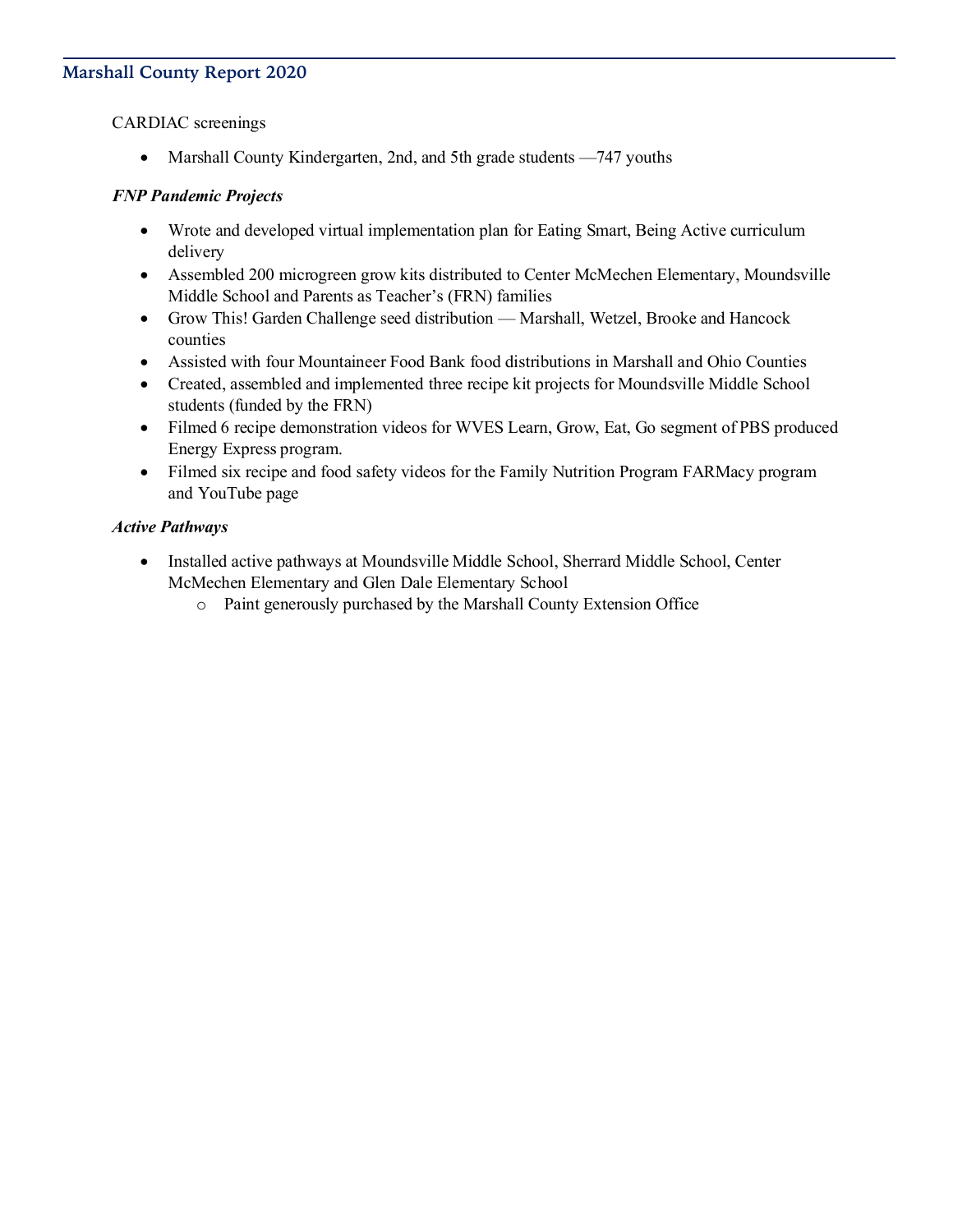CARDIAC screenings

- Marshall County Kindergarten, 2nd, and 5th grade students —747 youths

***FNP Pandemic Projects***

- Wrote and developed virtual implementation plan for Eating Smart, Being Active curriculum delivery
- Assembled 200 microgreen grow kits distributed to Center McMechen Elementary, Moundsville Middle School and Parents as Teacher's (FRN) families
- Grow This! Garden Challenge seed distribution — Marshall, Wetzel, Brooke and Hancock counties
- Assisted with four Mountaineer Food Bank food distributions in Marshall and Ohio Counties
- Created, assembled and implemented three recipe kit projects for Moundsville Middle School students (funded by the FRN)
- Filmed 6 recipe demonstration videos for WVES Learn, Grow, Eat, Go segment of PBS produced Energy Express program.
- Filmed six recipe and food safety videos for the Family Nutrition Program FARMacy program and YouTube page

***Active Pathways***

- Installed active pathways at Moundsville Middle School, Sherrard Middle School, Center McMechen Elementary and Glen Dale Elementary School
  - Paint generously purchased by the Marshall County Extension Office